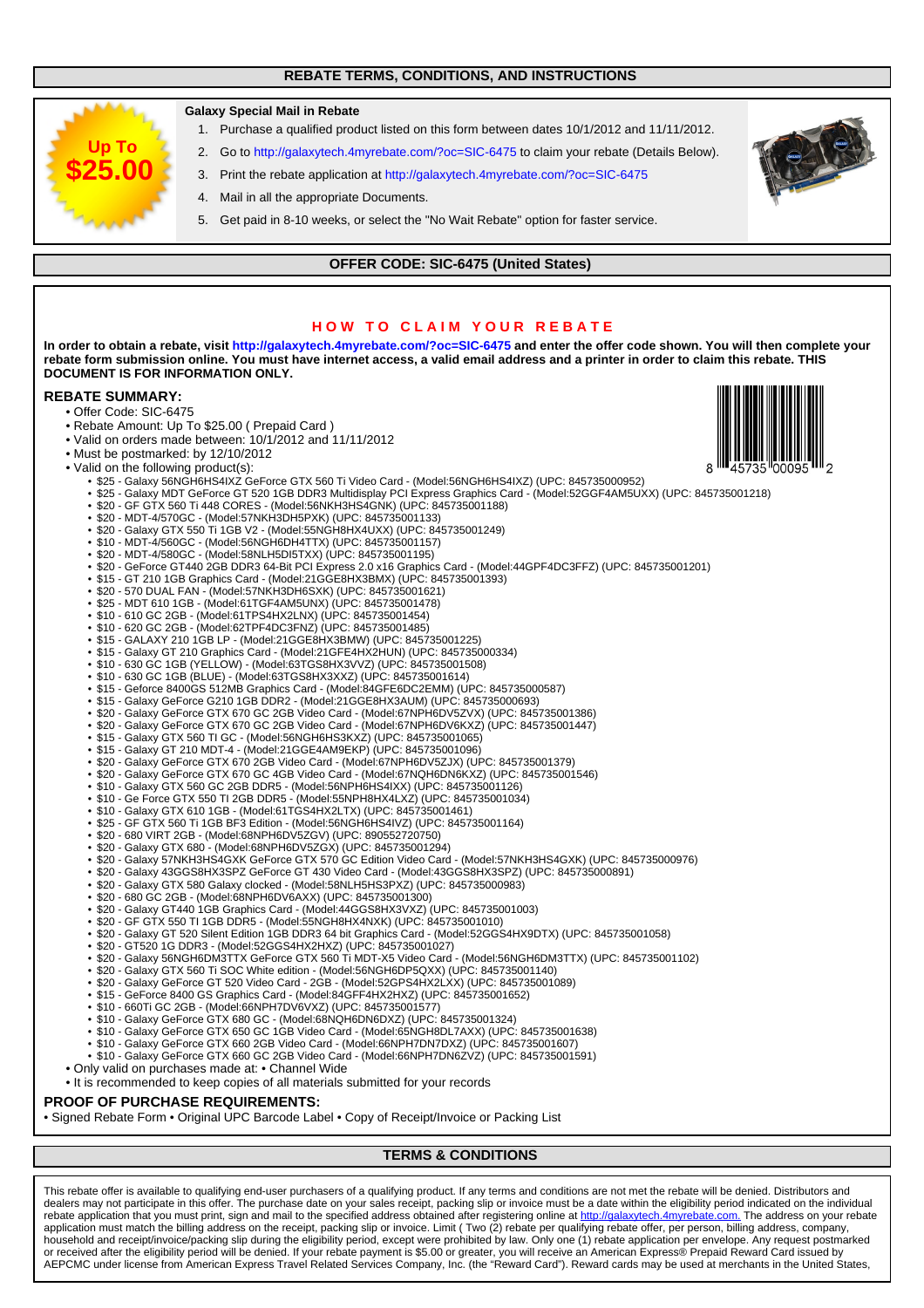## REBATE TERMS, CONDITIONS, AND INSTRUCTIONS

**Up To $25.00**

**Galaxy Special Mail in Rebate**

1. Purchase a qualified product listed on this form between dates 10/1/2012 and 11/11/2012.
2. Go to http://galaxytech.4myrebate.com/?oc=SIC-6475 to claim your rebate (Details Below).
3. Print the rebate application at http://galaxytech.4myrebate.com/?oc=SIC-6475
4. Mail in all the appropriate Documents.
5. Get paid in 8-10 weeks, or select the "No Wait Rebate" option for faster service.

## OFFER CODE: SIC-6475 (United States)

### HOW TO CLAIM YOUR REBATE

**In order to obtain a rebate, visit http://galaxytech.4myrebate.com/?oc=SIC-6475 and enter the offer code shown. You will then complete your rebate form submission online. You must have internet access, a valid email address and a printer in order to claim this rebate. THIS DOCUMENT IS FOR INFORMATION ONLY.**

8 45735 00095 2

### REBATE SUMMARY:

- Offer Code: SIC-6475
- Rebate Amount: Up To $25.00 ( Prepaid Card )
- Valid on orders made between: 10/1/2012 and 11/11/2012
- Must be postmarked: by 12/10/2012
- Valid on the following product(s):
  - $25 - Galaxy 56NGH6HS4IXZ GeForce GTX 560 Ti Video Card - (Model:56NGH6HS4IXZ) (UPC: 845735000952)
  - $25 - Galaxy MDT GeForce GT 520 1GB DDR3 Multidisplay PCI Express Graphics Card - (Model:52GGF4AM5UXX) (UPC: 845735001218)
  - $20 - GF GTX 560 Ti 448 CORES - (Model:56NKH3HS4GNK) (UPC: 845735001188)
  - $20 - MDT-4/570GC - (Model:57NKH3DH5PXK) (UPC: 845735001133)
  - $20 - Galaxy GTX 550 Ti 1GB V2 - (Model:55NGH8HX4UXX) (UPC: 845735001249)
  - $10 - MDT-4/560GC - (Model:56NGH6DH4TTX) (UPC: 845735001157)
  - $20 - MDT-4/580GC - (Model:58NLH5DI5TXX) (UPC: 845735001195)
  - $20 - GeForce GT440 2GB DDR3 64-Bit PCI Express 2.0 x16 Graphics Card - (Model:44GPF4DC3FFZ) (UPC: 845735001201)
  - $15 - GT 210 1GB Graphics Card - (Model:21GGE8HX3BMX) (UPC: 845735001393)
  - $20 - 570 DUAL FAN - (Model:57NKH3DH6SXK) (UPC: 845735001621)
  - $25 - MDT 610 1GB - (Model:61TGF4AM5UNX) (UPC: 845735001478)
  - $10 - 610 GC 2GB - (Model:61TPS4HX2LNX) (UPC: 845735001454)
  - $10 - 620 GC 2GB - (Model:62TPF4DC3FNZ) (UPC: 845735001485)
  - $15 - GALAXY 210 1GB LP - (Model:21GGE8HX3BMW) (UPC: 845735001225)
  - $15 - Galaxy GT 210 Graphics Card - (Model:21GFE4HX2HUN) (UPC: 845735000334)
  - $10 - 630 GC 1GB (YELLOW) - (Model:63TGS8HX3VVZ) (UPC: 845735001508)
  - $10 - 630 GC 1GB (BLUE) - (Model:63TGS8HX3XXZ) (UPC: 845735001614)
  - $15 - Geforce 8400GS 512MB Graphics Card - (Model:84GFE6DC2EMM) (UPC: 845735000587)
  - $15 - Galaxy GeForce G210 1GB DDR2 - (Model:21GGE8HX3AUM) (UPC: 845735000693)
  - $20 - Galaxy GeForce GTX 670 GC 2GB Video Card - (Model:67NPH6DV5ZVX) (UPC: 845735001386)
  - $20 - Galaxy GeForce GTX 670 GC 2GB Video Card - (Model:67NPH6DV6KXZ) (UPC: 845735001447)
  - $15 - Galaxy GTX 560 TI GC - (Model:56NGH6HS3KXZ) (UPC: 845735001065)
  - $15 - Galaxy GT 210 MDT-4 - (Model:21GGE4AM9EKP) (UPC: 845735001096)
  - $20 - Galaxy GeForce GTX 670 2GB Video Card - (Model:67NPH6DV5ZJX) (UPC: 845735001379)
  - $20 - Galaxy GeForce GTX 670 GC 4GB Video Card - (Model:67NQH6DN6KXZ) (UPC: 845735001546)
  - $10 - Galaxy GTX 560 GC 2GB DDR5 - (Model:56NPH6HS4IXX) (UPC: 845735001126)
  - $10 - Ge Force GTX 550 TI 2GB DDR5 - (Model:55NPH8HX4LXZ) (UPC: 845735001034)
  - $10 - Galaxy GTX 610 1GB - (Model:61TGS4HX2LTX) (UPC: 845735001461)
  - $25 - GF GTX 560 Ti 1GB BF3 Edition - (Model:56NGH6HS4IVZ) (UPC: 845735001164)
  - $20 - 680 VIRT 2GB - (Model:68NPH6DV5ZGV) (UPC: 890552720750)
  - $20 - Galaxy GTX 680 - (Model:68NPH6DV5ZGX) (UPC: 845735001294)
  - $20 - Galaxy 57NKH3HS4GXK GeForce GTX 570 GC Edition Video Card - (Model:57NKH3HS4GXK) (UPC: 845735000976)
  - $20 - Galaxy 43GGS8HX3SPZ GeForce GT 430 Video Card - (Model:43GGS8HX3SPZ) (UPC: 845735000891)
  - $20 - Galaxy GTX 580 Galaxy clocked - (Model:58NLH5HS3PXZ) (UPC: 845735000983)
  - $20 - 680 GC 2GB - (Model:68NPH6DV6AXX) (UPC: 845735001300)
  - $20 - Galaxy GT440 1GB Graphics Card - (Model:44GGS8HX3VXZ) (UPC: 845735001003)
  - $20 - GF GTX 550 TI 1GB DDR5 - (Model:55NGH8HX4NXK) (UPC: 845735001010)
  - $20 - Galaxy GT 520 Silent Edition 1GB DDR3 64 bit Graphics Card - (Model:52GGS4HX9DTX) (UPC: 845735001058)
  - $20 - GT520 1G DDR3 - (Model:52GGS4HX2HXZ) (UPC: 845735001027)
  - $20 - Galaxy 56NGH6DM3TTX GeForce GTX 560 Ti MDT-X5 Video Card - (Model:56NGH6DM3TTX) (UPC: 845735001102)
  - $20 - Galaxy GTX 560 Ti SOC White edition - (Model:56NGH6DP5QXX) (UPC: 845735001140)
  - $20 - Galaxy GeForce GT 520 Video Card - 2GB - (Model:52GPS4HX2LXX) (UPC: 845735001089)
  - $15 - GeForce 8400 GS Graphics Card - (Model:84GFF4HX2HXZ) (UPC: 845735001652)
  - $10 - 660Ti GC 2GB - (Model:66NPH7DV6VXZ) (UPC: 845735001577)
  - $10 - Galaxy GeForce GTX 680 GC - (Model:68NQH6DN6DXZ) (UPC: 845735001324)
  - $10 - Galaxy GeForce GTX 650 GC 1GB Video Card - (Model:65NGH8DL7AXX) (UPC: 845735001638)
  - $10 - Galaxy GeForce GTX 660 2GB Video Card - (Model:66NPH7DN7DXZ) (UPC: 845735001607)
  - $10 - Galaxy GeForce GTX 660 GC 2GB Video Card - (Model:66NPH7DN6ZVZ) (UPC: 845735001591)
- Only valid on purchases made at: • Channel Wide
- It is recommended to keep copies of all materials submitted for your records

### PROOF OF PURCHASE REQUIREMENTS:

• Signed Rebate Form • Original UPC Barcode Label • Copy of Receipt/Invoice or Packing List

## TERMS & CONDITIONS

This rebate offer is available to qualifying end-user purchasers of a qualifying product. If any terms and conditions are not met the rebate will be denied. Distributors and dealers may not participate in this offer. The purchase date on your sales receipt, packing slip or invoice must be a date within the eligibility period indicated on the individual rebate application that you must print, sign and mail to the specified address obtained after registering online at http://galaxytech.4myrebate.com. The address on your rebate application must match the billing address on the receipt, packing slip or invoice. Limit ( Two (2) rebate per qualifying rebate offer, per person, billing address, company, household and receipt/invoice/packing slip during the eligibility period, except were prohibited by law. Only one (1) rebate application per envelope. Any request postmarked or received after the eligibility period will be denied. If your rebate payment is $5.00 or greater, you will receive an American Express® Prepaid Reward Card issued by AEPCMC under license from American Express Travel Related Services Company, Inc. (the "Reward Card"). Reward cards may be used at merchants in the United States,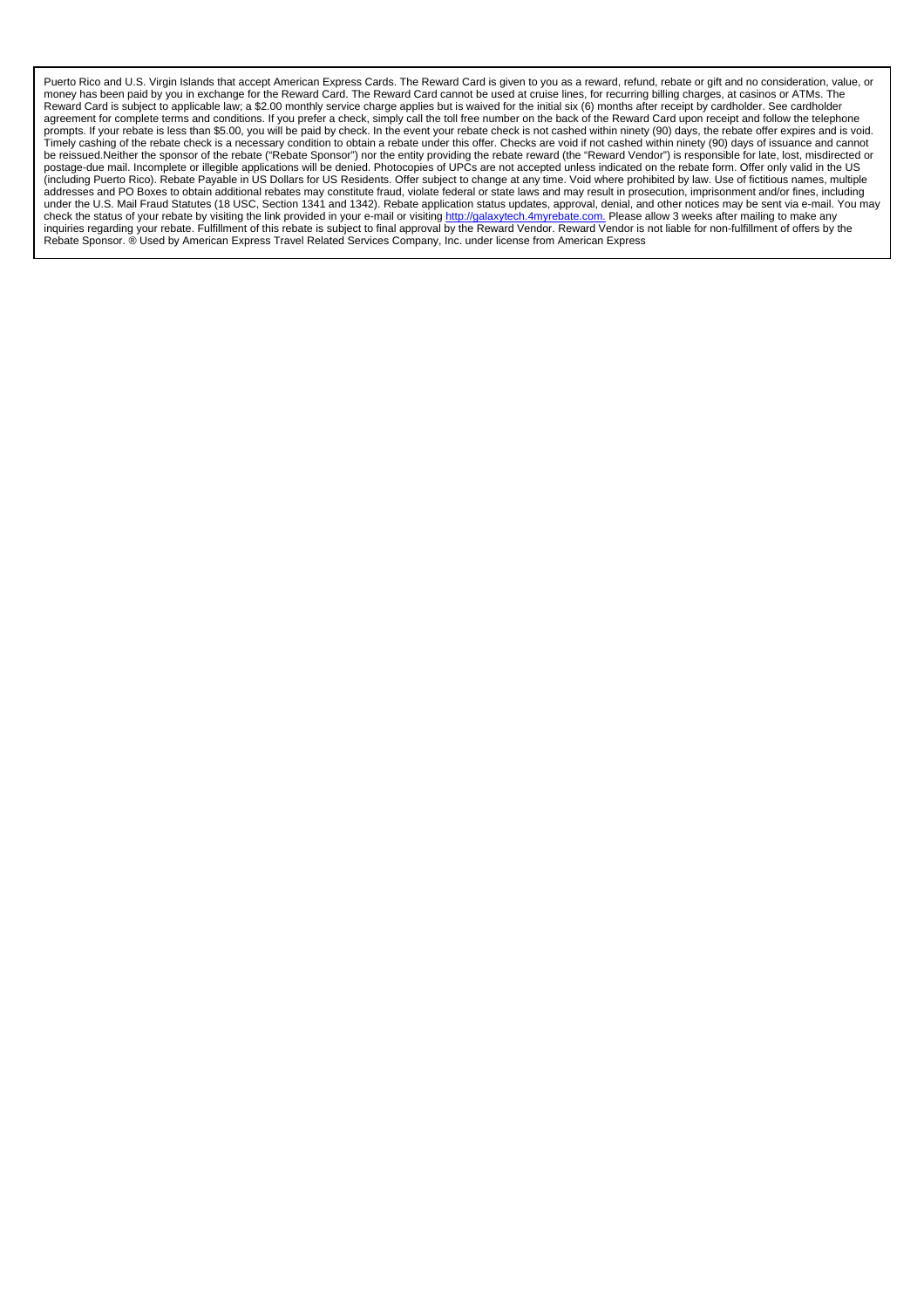Puerto Rico and U.S. Virgin Islands that accept American Express Cards. The Reward Card is given to you as a reward, refund, rebate or gift and no consideration, value, or money has been paid by you in exchange for the Reward Card. The Reward Card cannot be used at cruise lines, for recurring billing charges, at casinos or ATMs. The Reward Card is subject to applicable law; a $2.00 monthly service charge applies but is waived for the initial six (6) months after receipt by cardholder. See cardholder agreement for complete terms and conditions. If you prefer a check, simply call the toll free number on the back of the Reward Card upon receipt and follow the telephone prompts. If your rebate is less than $5.00, you will be paid by check. In the event your rebate check is not cashed within ninety (90) days, the rebate offer expires and is void. Timely cashing of the rebate check is a necessary condition to obtain a rebate under this offer. Checks are void if not cashed within ninety (90) days of issuance and cannot be reissued.Neither the sponsor of the rebate ("Rebate Sponsor") nor the entity providing the rebate reward (the "Reward Vendor") is responsible for late, lost, misdirected or postage-due mail. Incomplete or illegible applications will be denied. Photocopies of UPCs are not accepted unless indicated on the rebate form. Offer only valid in the US (including Puerto Rico). Rebate Payable in US Dollars for US Residents. Offer subject to change at any time. Void where prohibited by law. Use of fictitious names, multiple addresses and PO Boxes to obtain additional rebates may constitute fraud, violate federal or state laws and may result in prosecution, imprisonment and/or fines, including under the U.S. Mail Fraud Statutes (18 USC, Section 1341 and 1342). Rebate application status updates, approval, denial, and other notices may be sent via e-mail. You may check the status of your rebate by visiting the link provided in your e-mail or visiting http://galaxytech.4myrebate.com. Please allow 3 weeks after mailing to make any inquiries regarding your rebate. Fulfillment of this rebate is subject to final approval by the Reward Vendor. Reward Vendor is not liable for non-fulfillment of offers by the Rebate Sponsor. ® Used by American Express Travel Related Services Company, Inc. under license from American Express